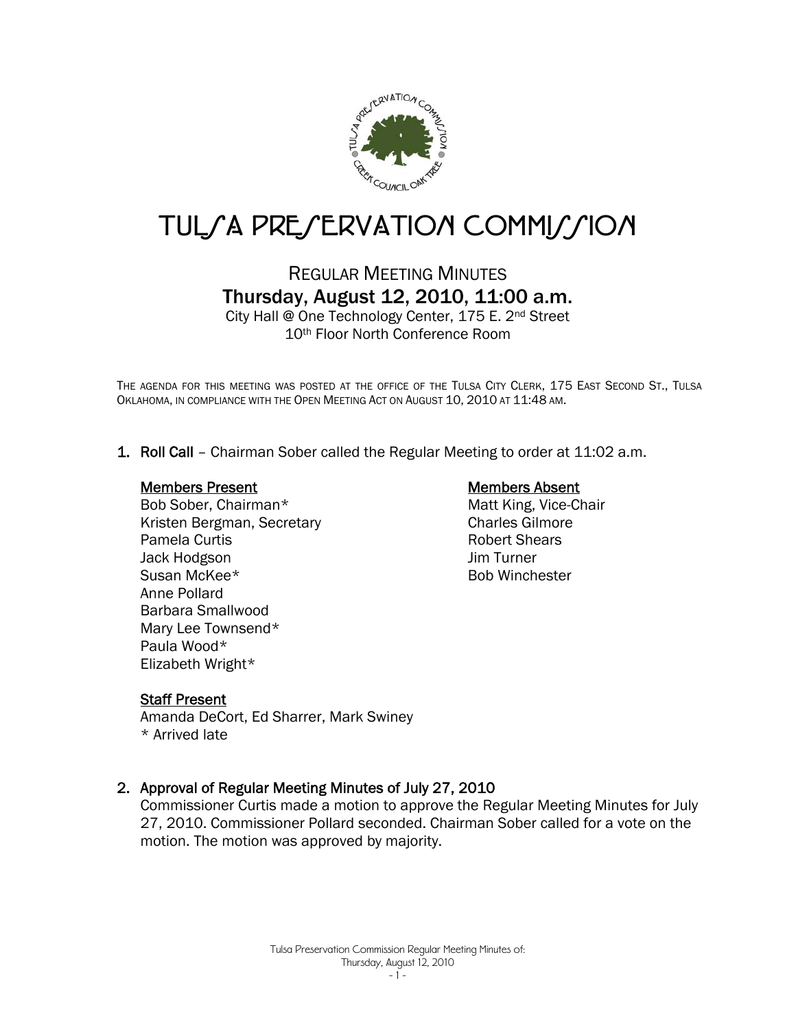# TULSA PRESERVATION COMMISSION

## REGULAR MEETING MINUTES

## Thursday, August 12, 2010, 11:00 a.m.

City Hall @ One Technology Center, 175 E. 2nd Street
10th Floor North Conference Room

THE AGENDA FOR THIS MEETING WAS POSTED AT THE OFFICE OF THE TULSA CITY CLERK, 175 EAST SECOND ST., TULSA OKLAHOMA, IN COMPLIANCE WITH THE OPEN MEETING ACT ON AUGUST 10, 2010 AT 11:48 AM.

1. **Roll Call** – Chairman Sober called the Regular Meeting to order at 11:02 a.m.

   **Members Present**
   Bob Sober, Chairman*
   Kristen Bergman, Secretary
   Pamela Curtis
   Jack Hodgson
   Susan McKee*
   Anne Pollard
   Barbara Smallwood
   Mary Lee Townsend*
   Paula Wood*
   Elizabeth Wright*

   **Members Absent**
   Matt King, Vice-Chair
   Charles Gilmore
   Robert Shears
   Jim Turner
   Bob Winchester

   **Staff Present**
   Amanda DeCort, Ed Sharrer, Mark Swiney
   * Arrived late

2. **Approval of Regular Meeting Minutes of July 27, 2010**
   Commissioner Curtis made a motion to approve the Regular Meeting Minutes for July 27, 2010. Commissioner Pollard seconded. Chairman Sober called for a vote on the motion. The motion was approved by majority.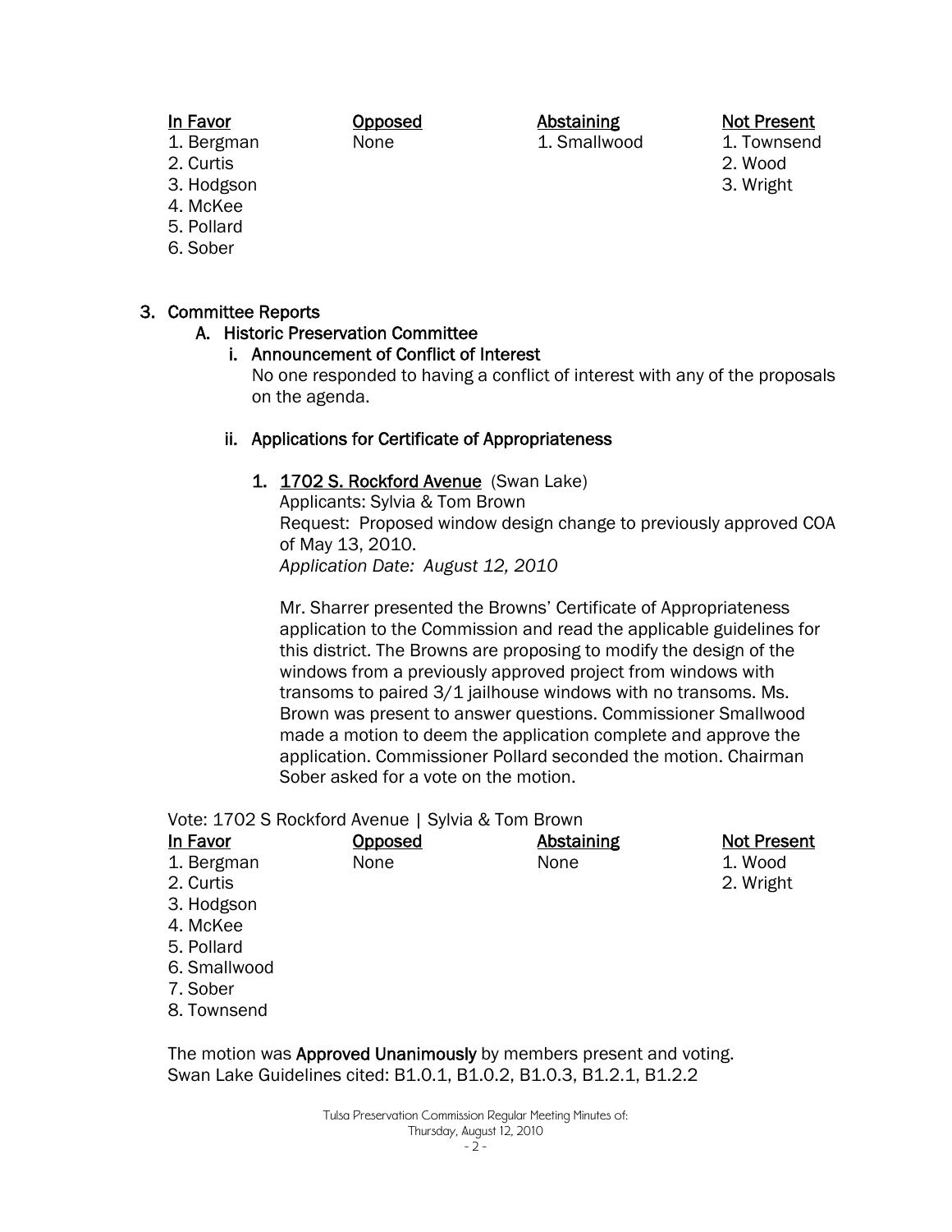| In Favor | Opposed | Abstaining | Not Present |
|---|---|---|---|
| 1. Bergman | None | 1. Smallwood | 1. Townsend |
| 2. Curtis | | | 2. Wood |
| 3. Hodgson | | | 3. Wright |
| 4. McKee | | | |
| 5. Pollard | | | |
| 6. Sober | | | |

3. Committee Reports
   A. Historic Preservation Committee
      i. Announcement of Conflict of Interest
         No one responded to having a conflict of interest with any of the proposals on the agenda.

      ii. Applications for Certificate of Appropriateness

         1. 1702 S. Rockford Avenue (Swan Lake)
            Applicants: Sylvia & Tom Brown
            Request: Proposed window design change to previously approved COA of May 13, 2010.
            *Application Date: August 12, 2010*

            Mr. Sharrer presented the Browns' Certificate of Appropriateness application to the Commission and read the applicable guidelines for this district. The Browns are proposing to modify the design of the windows from a previously approved project from windows with transoms to paired 3/1 jailhouse windows with no transoms. Ms. Brown was present to answer questions. Commissioner Smallwood made a motion to deem the application complete and approve the application. Commissioner Pollard seconded the motion. Chairman Sober asked for a vote on the motion.

Vote: 1702 S Rockford Avenue | Sylvia & Tom Brown

| In Favor | Opposed | Abstaining | Not Present |
|---|---|---|---|
| 1. Bergman | None | None | 1. Wood |
| 2. Curtis | | | 2. Wright |
| 3. Hodgson | | | |
| 4. McKee | | | |
| 5. Pollard | | | |
| 6. Smallwood | | | |
| 7. Sober | | | |
| 8. Townsend | | | |

The motion was **Approved Unanimously** by members present and voting.
Swan Lake Guidelines cited: B1.0.1, B1.0.2, B1.0.3, B1.2.1, B1.2.2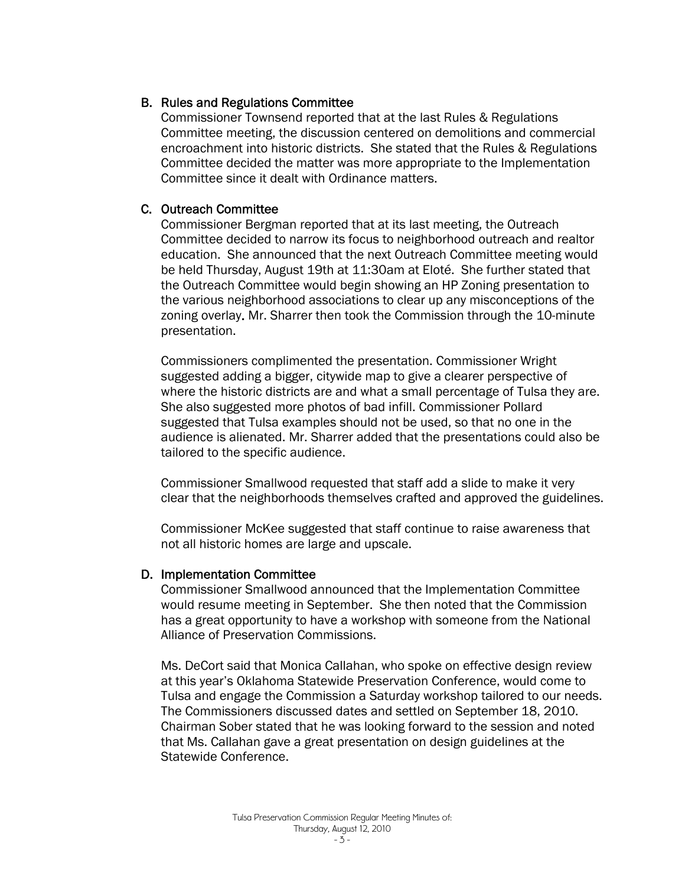### B. Rules and Regulations Committee

Commissioner Townsend reported that at the last Rules & Regulations Committee meeting, the discussion centered on demolitions and commercial encroachment into historic districts. She stated that the Rules & Regulations Committee decided the matter was more appropriate to the Implementation Committee since it dealt with Ordinance matters.

### C. Outreach Committee

Commissioner Bergman reported that at its last meeting, the Outreach Committee decided to narrow its focus to neighborhood outreach and realtor education. She announced that the next Outreach Committee meeting would be held Thursday, August 19th at 11:30am at Eloté. She further stated that the Outreach Committee would begin showing an HP Zoning presentation to the various neighborhood associations to clear up any misconceptions of the zoning overlay. Mr. Sharrer then took the Commission through the 10-minute presentation.

Commissioners complimented the presentation. Commissioner Wright suggested adding a bigger, citywide map to give a clearer perspective of where the historic districts are and what a small percentage of Tulsa they are. She also suggested more photos of bad infill. Commissioner Pollard suggested that Tulsa examples should not be used, so that no one in the audience is alienated. Mr. Sharrer added that the presentations could also be tailored to the specific audience.

Commissioner Smallwood requested that staff add a slide to make it very clear that the neighborhoods themselves crafted and approved the guidelines.

Commissioner McKee suggested that staff continue to raise awareness that not all historic homes are large and upscale.

### D. Implementation Committee

Commissioner Smallwood announced that the Implementation Committee would resume meeting in September. She then noted that the Commission has a great opportunity to have a workshop with someone from the National Alliance of Preservation Commissions.

Ms. DeCort said that Monica Callahan, who spoke on effective design review at this year's Oklahoma Statewide Preservation Conference, would come to Tulsa and engage the Commission a Saturday workshop tailored to our needs. The Commissioners discussed dates and settled on September 18, 2010. Chairman Sober stated that he was looking forward to the session and noted that Ms. Callahan gave a great presentation on design guidelines at the Statewide Conference.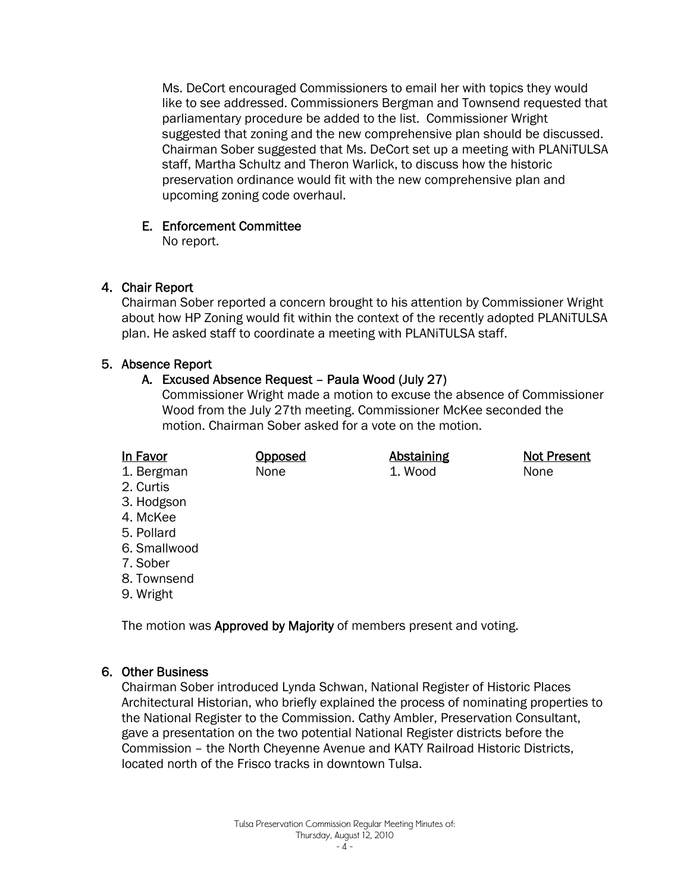Ms. DeCort encouraged Commissioners to email her with topics they would like to see addressed. Commissioners Bergman and Townsend requested that parliamentary procedure be added to the list. Commissioner Wright suggested that zoning and the new comprehensive plan should be discussed. Chairman Sober suggested that Ms. DeCort set up a meeting with PLANiTULSA staff, Martha Schultz and Theron Warlick, to discuss how the historic preservation ordinance would fit with the new comprehensive plan and upcoming zoning code overhaul.

### E. Enforcement Committee

No report.

## 4. Chair Report

Chairman Sober reported a concern brought to his attention by Commissioner Wright about how HP Zoning would fit within the context of the recently adopted PLANiTULSA plan. He asked staff to coordinate a meeting with PLANiTULSA staff.

## 5. Absence Report

### A. Excused Absence Request – Paula Wood (July 27)

Commissioner Wright made a motion to excuse the absence of Commissioner Wood from the July 27th meeting. Commissioner McKee seconded the motion. Chairman Sober asked for a vote on the motion.

| In Favor | Opposed | Abstaining | Not Present |
|---|---|---|---|
| 1. Bergman | None | 1. Wood | None |
| 2. Curtis | | | |
| 3. Hodgson | | | |
| 4. McKee | | | |
| 5. Pollard | | | |
| 6. Smallwood | | | |
| 7. Sober | | | |
| 8. Townsend | | | |
| 9. Wright | | | |

The motion was **Approved by Majority** of members present and voting.

## 6. Other Business

Chairman Sober introduced Lynda Schwan, National Register of Historic Places Architectural Historian, who briefly explained the process of nominating properties to the National Register to the Commission. Cathy Ambler, Preservation Consultant, gave a presentation on the two potential National Register districts before the Commission – the North Cheyenne Avenue and KATY Railroad Historic Districts, located north of the Frisco tracks in downtown Tulsa.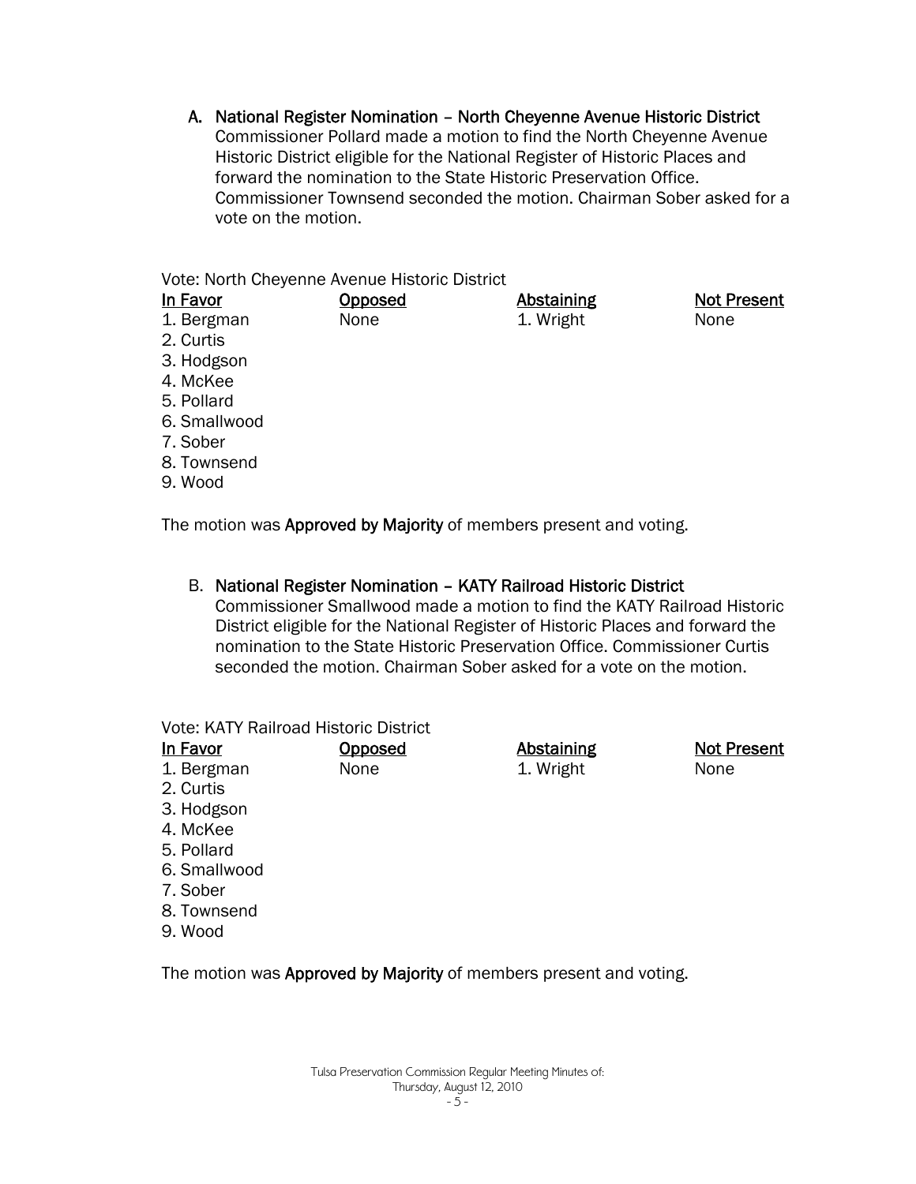A. **National Register Nomination – North Cheyenne Avenue Historic District**
Commissioner Pollard made a motion to find the North Cheyenne Avenue Historic District eligible for the National Register of Historic Places and forward the nomination to the State Historic Preservation Office. Commissioner Townsend seconded the motion. Chairman Sober asked for a vote on the motion.

Vote: North Cheyenne Avenue Historic District

| In Favor | Opposed | Abstaining | Not Present |
|---|---|---|---|
| 1. Bergman | None | 1. Wright | None |
| 2. Curtis | | | |
| 3. Hodgson | | | |
| 4. McKee | | | |
| 5. Pollard | | | |
| 6. Smallwood | | | |
| 7. Sober | | | |
| 8. Townsend | | | |
| 9. Wood | | | |

The motion was **Approved by Majority** of members present and voting.

B. **National Register Nomination – KATY Railroad Historic District**
Commissioner Smallwood made a motion to find the KATY Railroad Historic District eligible for the National Register of Historic Places and forward the nomination to the State Historic Preservation Office. Commissioner Curtis seconded the motion. Chairman Sober asked for a vote on the motion.

Vote: KATY Railroad Historic District

| In Favor | Opposed | Abstaining | Not Present |
|---|---|---|---|
| 1. Bergman | None | 1. Wright | None |
| 2. Curtis | | | |
| 3. Hodgson | | | |
| 4. McKee | | | |
| 5. Pollard | | | |
| 6. Smallwood | | | |
| 7. Sober | | | |
| 8. Townsend | | | |
| 9. Wood | | | |

The motion was **Approved by Majority** of members present and voting.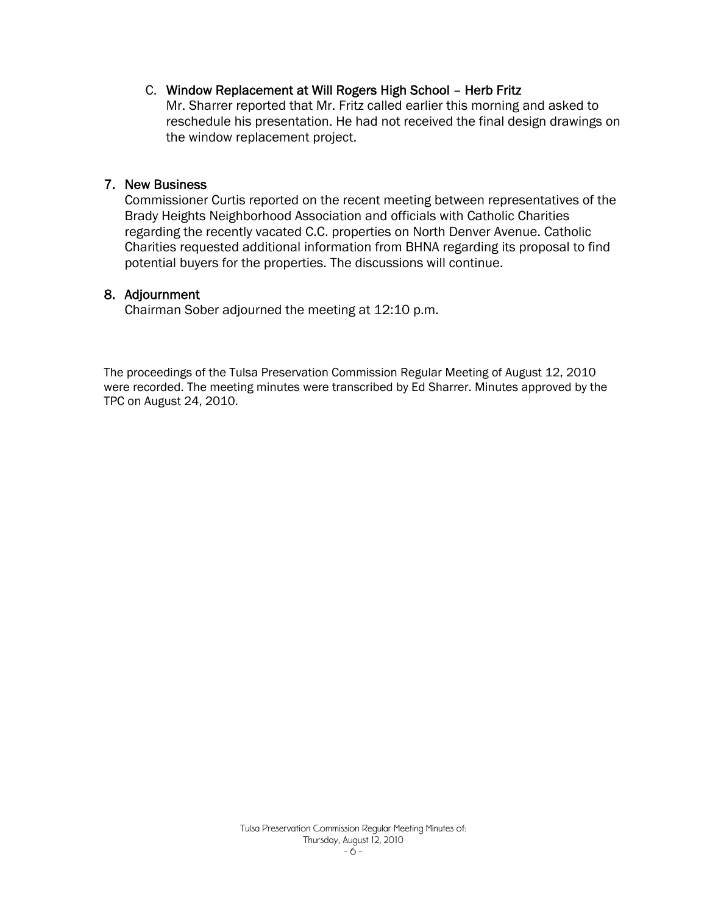C. **Window Replacement at Will Rogers High School – Herb Fritz**

Mr. Sharrer reported that Mr. Fritz called earlier this morning and asked to reschedule his presentation. He had not received the final design drawings on the window replacement project.

## 7. New Business

Commissioner Curtis reported on the recent meeting between representatives of the Brady Heights Neighborhood Association and officials with Catholic Charities regarding the recently vacated C.C. properties on North Denver Avenue. Catholic Charities requested additional information from BHNA regarding its proposal to find potential buyers for the properties. The discussions will continue.

## 8. Adjournment

Chairman Sober adjourned the meeting at 12:10 p.m.

The proceedings of the Tulsa Preservation Commission Regular Meeting of August 12, 2010 were recorded. The meeting minutes were transcribed by Ed Sharrer. Minutes approved by the TPC on August 24, 2010.